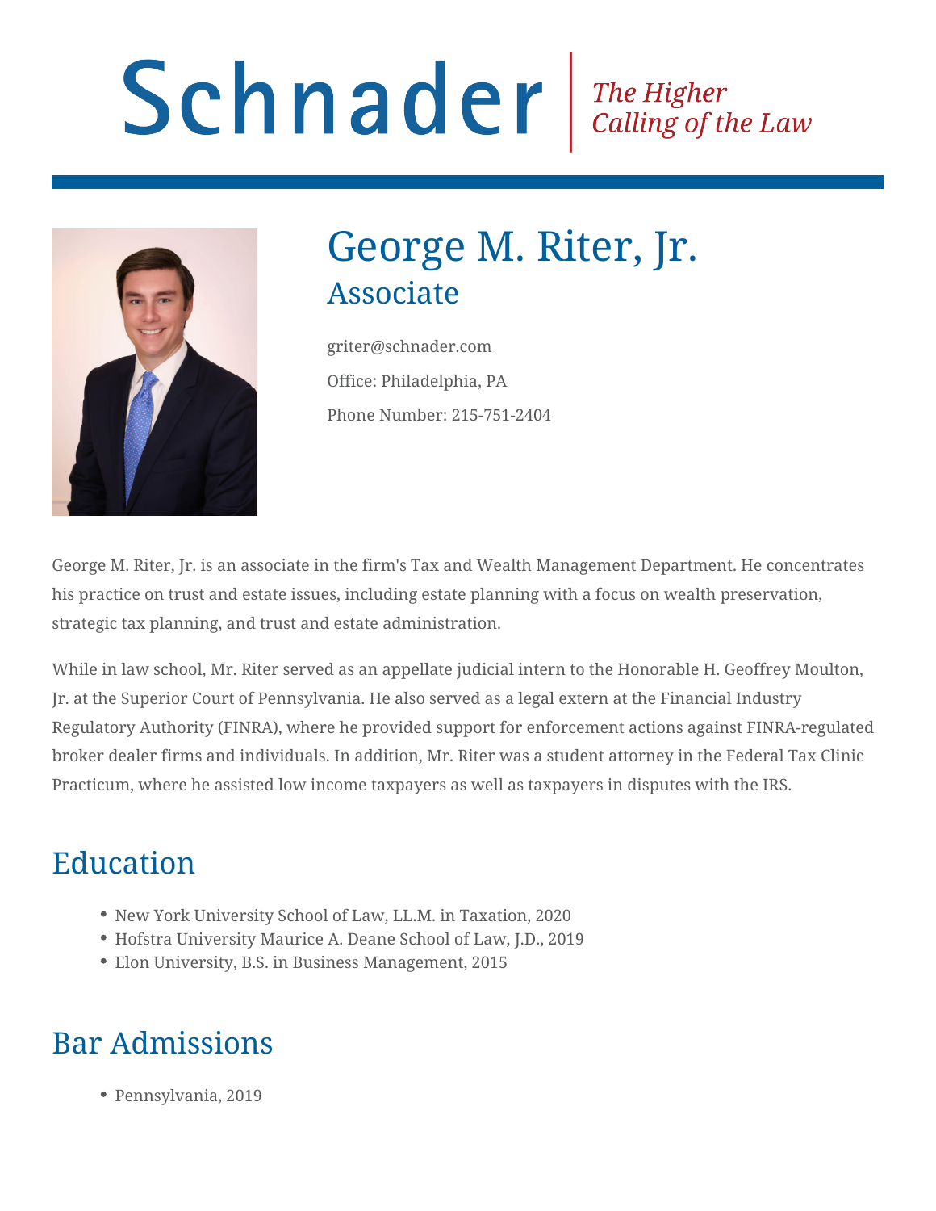Schnader | *The Higher Calling of the Law*

# George M. Riter, Jr.

## Associate

griter@schnader.com

Office: Philadelphia, PA

Phone Number: 215-751-2404

George M. Riter, Jr. is an associate in the firm's Tax and Wealth Management Department. He concentrates his practice on trust and estate issues, including estate planning with a focus on wealth preservation, strategic tax planning, and trust and estate administration.

While in law school, Mr. Riter served as an appellate judicial intern to the Honorable H. Geoffrey Moulton, Jr. at the Superior Court of Pennsylvania. He also served as a legal extern at the Financial Industry Regulatory Authority (FINRA), where he provided support for enforcement actions against FINRA-regulated broker dealer firms and individuals. In addition, Mr. Riter was a student attorney in the Federal Tax Clinic Practicum, where he assisted low income taxpayers as well as taxpayers in disputes with the IRS.

## Education

- New York University School of Law, LL.M. in Taxation, 2020
- Hofstra University Maurice A. Deane School of Law, J.D., 2019
- Elon University, B.S. in Business Management, 2015

## Bar Admissions

- Pennsylvania, 2019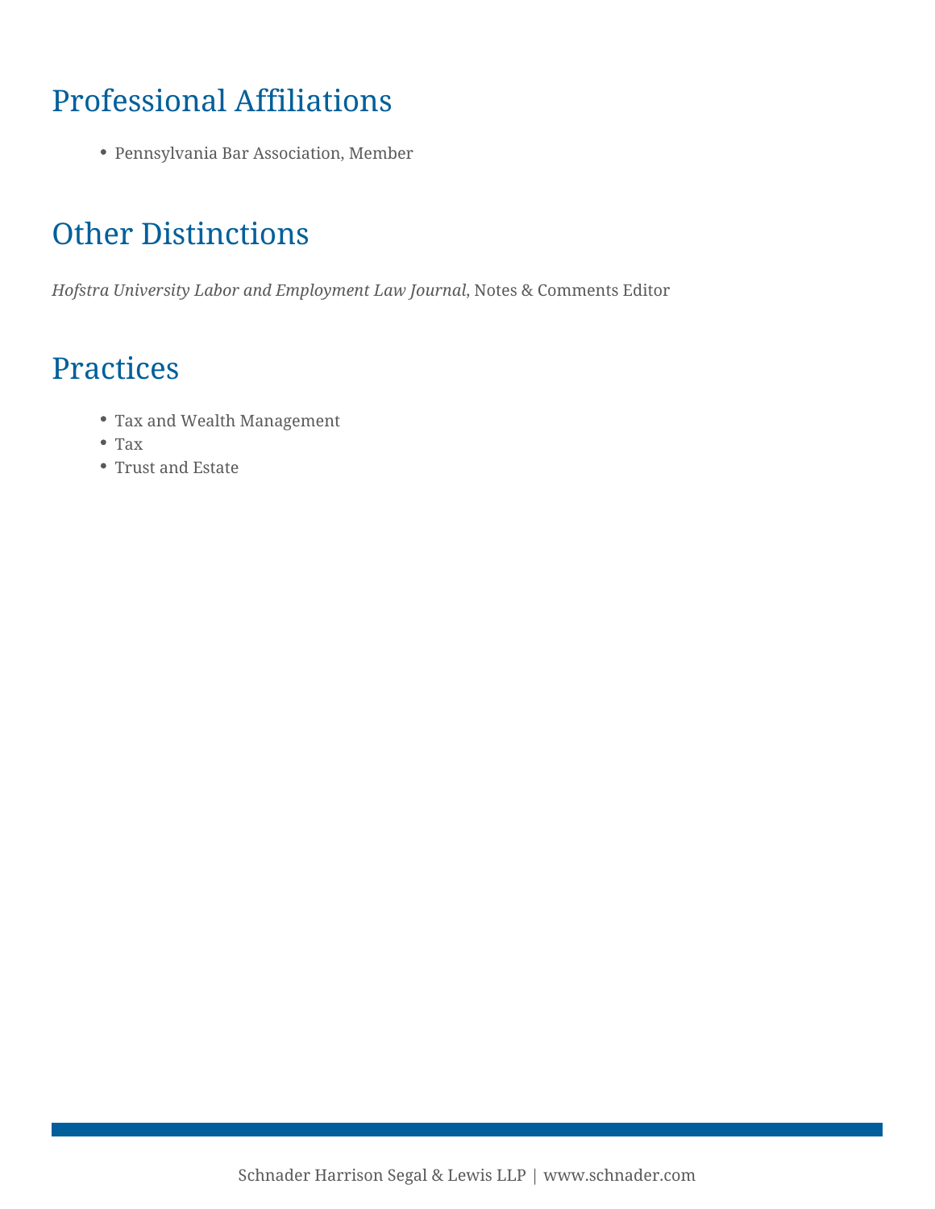## Professional Affiliations

- Pennsylvania Bar Association, Member

## Other Distinctions

*Hofstra University Labor and Employment Law Journal*, Notes & Comments Editor

## Practices

- Tax and Wealth Management
- Tax
- Trust and Estate